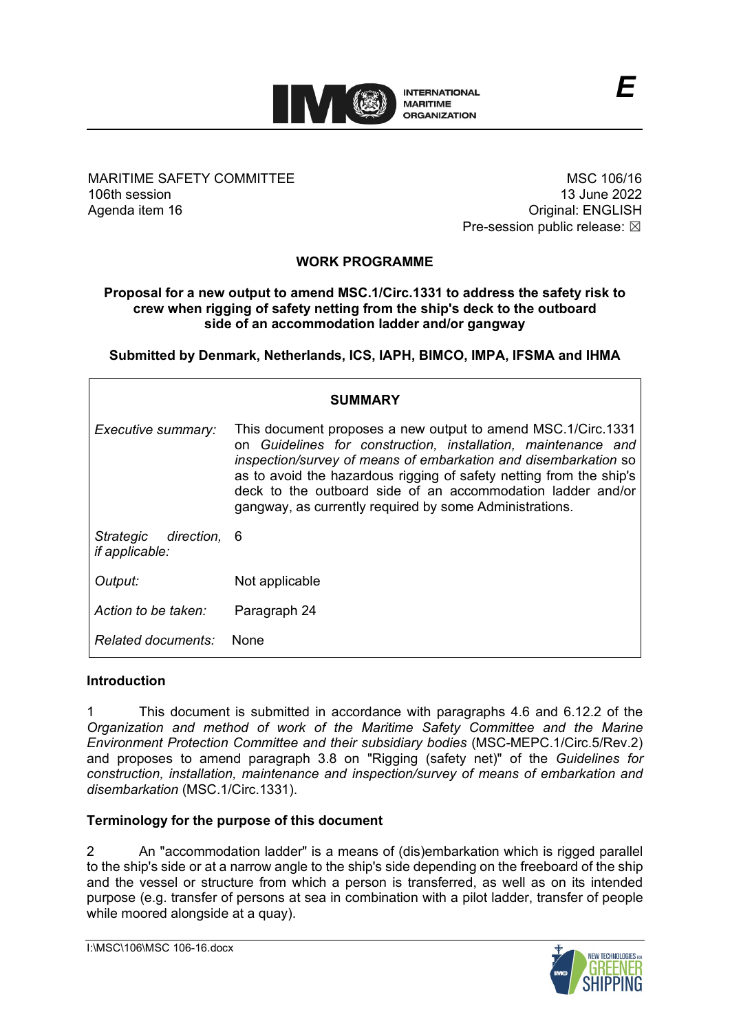**E**

MARITIME SAFETY COMMITTEE
106th session
Agenda item 16

MSC 106/16
13 June 2022
Original: ENGLISH
Pre-session public release: ☒

## WORK PROGRAMME

### Proposal for a new output to amend MSC.1/Circ.1331 to address the safety risk to crew when rigging of safety netting from the ship's deck to the outboard side of an accommodation ladder and/or gangway

**Submitted by Denmark, Netherlands, ICS, IAPH, BIMCO, IMPA, IFSMA and IHMA**

| **SUMMARY** | |
|---|---|
| *Executive summary:* | This document proposes a new output to amend MSC.1/Circ.1331 on *Guidelines for construction, installation, maintenance and inspection/survey of means of embarkation and disembarkation* so as to avoid the hazardous rigging of safety netting from the ship's deck to the outboard side of an accommodation ladder and/or gangway, as currently required by some Administrations. |
| *Strategic direction, if applicable:* | 6 |
| *Output:* | Not applicable |
| *Action to be taken:* | Paragraph 24 |
| *Related documents:* | None |

### Introduction

1 This document is submitted in accordance with paragraphs 4.6 and 6.12.2 of the *Organization and method of work of the Maritime Safety Committee and the Marine Environment Protection Committee and their subsidiary bodies* (MSC-MEPC.1/Circ.5/Rev.2) and proposes to amend paragraph 3.8 on "Rigging (safety net)" of the *Guidelines for construction, installation, maintenance and inspection/survey of means of embarkation and disembarkation* (MSC.1/Circ.1331).

### Terminology for the purpose of this document

2 An "accommodation ladder" is a means of (dis)embarkation which is rigged parallel to the ship's side or at a narrow angle to the ship's side depending on the freeboard of the ship and the vessel or structure from which a person is transferred, as well as on its intended purpose (e.g. transfer of persons at sea in combination with a pilot ladder, transfer of people while moored alongside at a quay).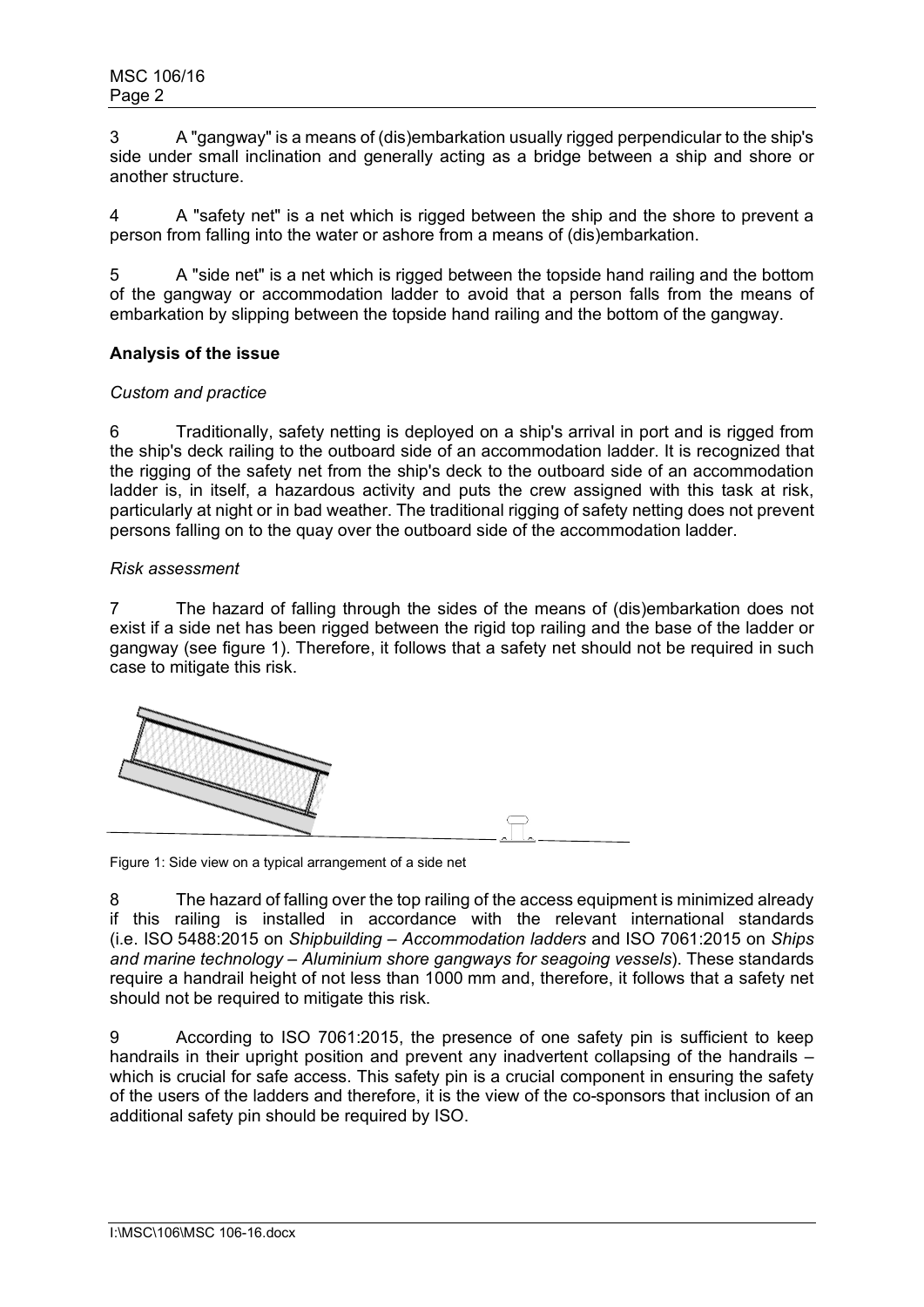3 A "gangway" is a means of (dis)embarkation usually rigged perpendicular to the ship's side under small inclination and generally acting as a bridge between a ship and shore or another structure.

4 A "safety net" is a net which is rigged between the ship and the shore to prevent a person from falling into the water or ashore from a means of (dis)embarkation.

5 A "side net" is a net which is rigged between the topside hand railing and the bottom of the gangway or accommodation ladder to avoid that a person falls from the means of embarkation by slipping between the topside hand railing and the bottom of the gangway.

**Analysis of the issue**

*Custom and practice*

6 Traditionally, safety netting is deployed on a ship's arrival in port and is rigged from the ship's deck railing to the outboard side of an accommodation ladder. It is recognized that the rigging of the safety net from the ship's deck to the outboard side of an accommodation ladder is, in itself, a hazardous activity and puts the crew assigned with this task at risk, particularly at night or in bad weather. The traditional rigging of safety netting does not prevent persons falling on to the quay over the outboard side of the accommodation ladder.

*Risk assessment*

7 The hazard of falling through the sides of the means of (dis)embarkation does not exist if a side net has been rigged between the rigid top railing and the base of the ladder or gangway (see figure 1). Therefore, it follows that a safety net should not be required in such case to mitigate this risk.

Figure 1: Side view on a typical arrangement of a side net

8 The hazard of falling over the top railing of the access equipment is minimized already if this railing is installed in accordance with the relevant international standards (i.e. ISO 5488:2015 on *Shipbuilding – Accommodation ladders* and ISO 7061:2015 on *Ships and marine technology – Aluminium shore gangways for seagoing vessels*). These standards require a handrail height of not less than 1000 mm and, therefore, it follows that a safety net should not be required to mitigate this risk.

9 According to ISO 7061:2015, the presence of one safety pin is sufficient to keep handrails in their upright position and prevent any inadvertent collapsing of the handrails – which is crucial for safe access. This safety pin is a crucial component in ensuring the safety of the users of the ladders and therefore, it is the view of the co-sponsors that inclusion of an additional safety pin should be required by ISO.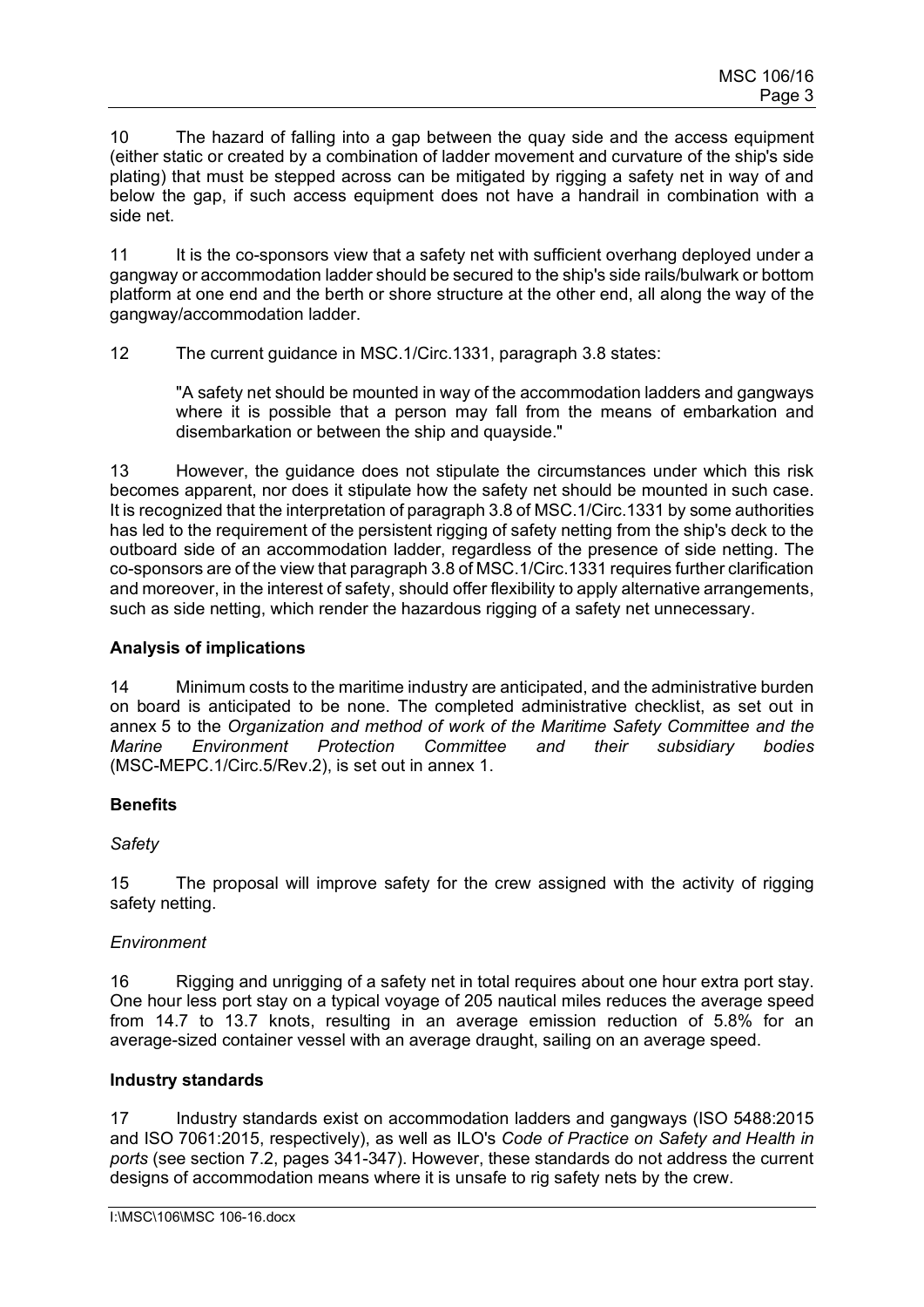10 The hazard of falling into a gap between the quay side and the access equipment (either static or created by a combination of ladder movement and curvature of the ship's side plating) that must be stepped across can be mitigated by rigging a safety net in way of and below the gap, if such access equipment does not have a handrail in combination with a side net.

11 It is the co-sponsors view that a safety net with sufficient overhang deployed under a gangway or accommodation ladder should be secured to the ship's side rails/bulwark or bottom platform at one end and the berth or shore structure at the other end, all along the way of the gangway/accommodation ladder.

12 The current guidance in MSC.1/Circ.1331, paragraph 3.8 states:

> "A safety net should be mounted in way of the accommodation ladders and gangways where it is possible that a person may fall from the means of embarkation and disembarkation or between the ship and quayside."

13 However, the guidance does not stipulate the circumstances under which this risk becomes apparent, nor does it stipulate how the safety net should be mounted in such case. It is recognized that the interpretation of paragraph 3.8 of MSC.1/Circ.1331 by some authorities has led to the requirement of the persistent rigging of safety netting from the ship's deck to the outboard side of an accommodation ladder, regardless of the presence of side netting. The co-sponsors are of the view that paragraph 3.8 of MSC.1/Circ.1331 requires further clarification and moreover, in the interest of safety, should offer flexibility to apply alternative arrangements, such as side netting, which render the hazardous rigging of a safety net unnecessary.

**Analysis of implications**

14 Minimum costs to the maritime industry are anticipated, and the administrative burden on board is anticipated to be none. The completed administrative checklist, as set out in annex 5 to the *Organization and method of work of the Maritime Safety Committee and the Marine Environment Protection Committee and their subsidiary bodies* (MSC-MEPC.1/Circ.5/Rev.2), is set out in annex 1.

**Benefits**

*Safety*

15 The proposal will improve safety for the crew assigned with the activity of rigging safety netting.

*Environment*

16 Rigging and unrigging of a safety net in total requires about one hour extra port stay. One hour less port stay on a typical voyage of 205 nautical miles reduces the average speed from 14.7 to 13.7 knots, resulting in an average emission reduction of 5.8% for an average-sized container vessel with an average draught, sailing on an average speed.

**Industry standards**

17 Industry standards exist on accommodation ladders and gangways (ISO 5488:2015 and ISO 7061:2015, respectively), as well as ILO's *Code of Practice on Safety and Health in ports* (see section 7.2, pages 341-347). However, these standards do not address the current designs of accommodation means where it is unsafe to rig safety nets by the crew.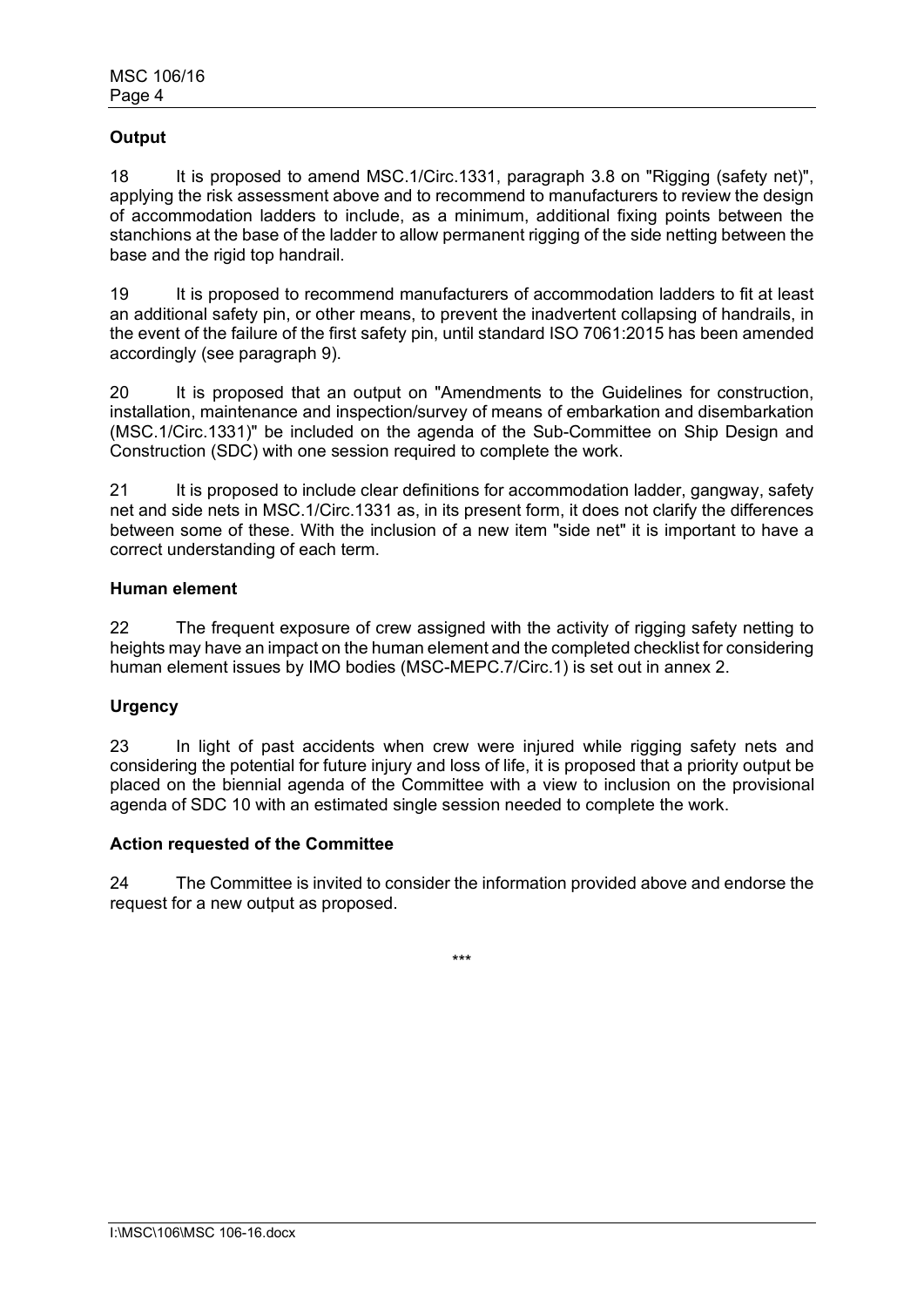### Output

18 It is proposed to amend MSC.1/Circ.1331, paragraph 3.8 on "Rigging (safety net)", applying the risk assessment above and to recommend to manufacturers to review the design of accommodation ladders to include, as a minimum, additional fixing points between the stanchions at the base of the ladder to allow permanent rigging of the side netting between the base and the rigid top handrail.

19 It is proposed to recommend manufacturers of accommodation ladders to fit at least an additional safety pin, or other means, to prevent the inadvertent collapsing of handrails, in the event of the failure of the first safety pin, until standard ISO 7061:2015 has been amended accordingly (see paragraph 9).

20 It is proposed that an output on "Amendments to the Guidelines for construction, installation, maintenance and inspection/survey of means of embarkation and disembarkation (MSC.1/Circ.1331)" be included on the agenda of the Sub-Committee on Ship Design and Construction (SDC) with one session required to complete the work.

21 It is proposed to include clear definitions for accommodation ladder, gangway, safety net and side nets in MSC.1/Circ.1331 as, in its present form, it does not clarify the differences between some of these. With the inclusion of a new item "side net" it is important to have a correct understanding of each term.

### Human element

22 The frequent exposure of crew assigned with the activity of rigging safety netting to heights may have an impact on the human element and the completed checklist for considering human element issues by IMO bodies (MSC-MEPC.7/Circ.1) is set out in annex 2.

### Urgency

23 In light of past accidents when crew were injured while rigging safety nets and considering the potential for future injury and loss of life, it is proposed that a priority output be placed on the biennial agenda of the Committee with a view to inclusion on the provisional agenda of SDC 10 with an estimated single session needed to complete the work.

### Action requested of the Committee

24 The Committee is invited to consider the information provided above and endorse the request for a new output as proposed.

\*\*\*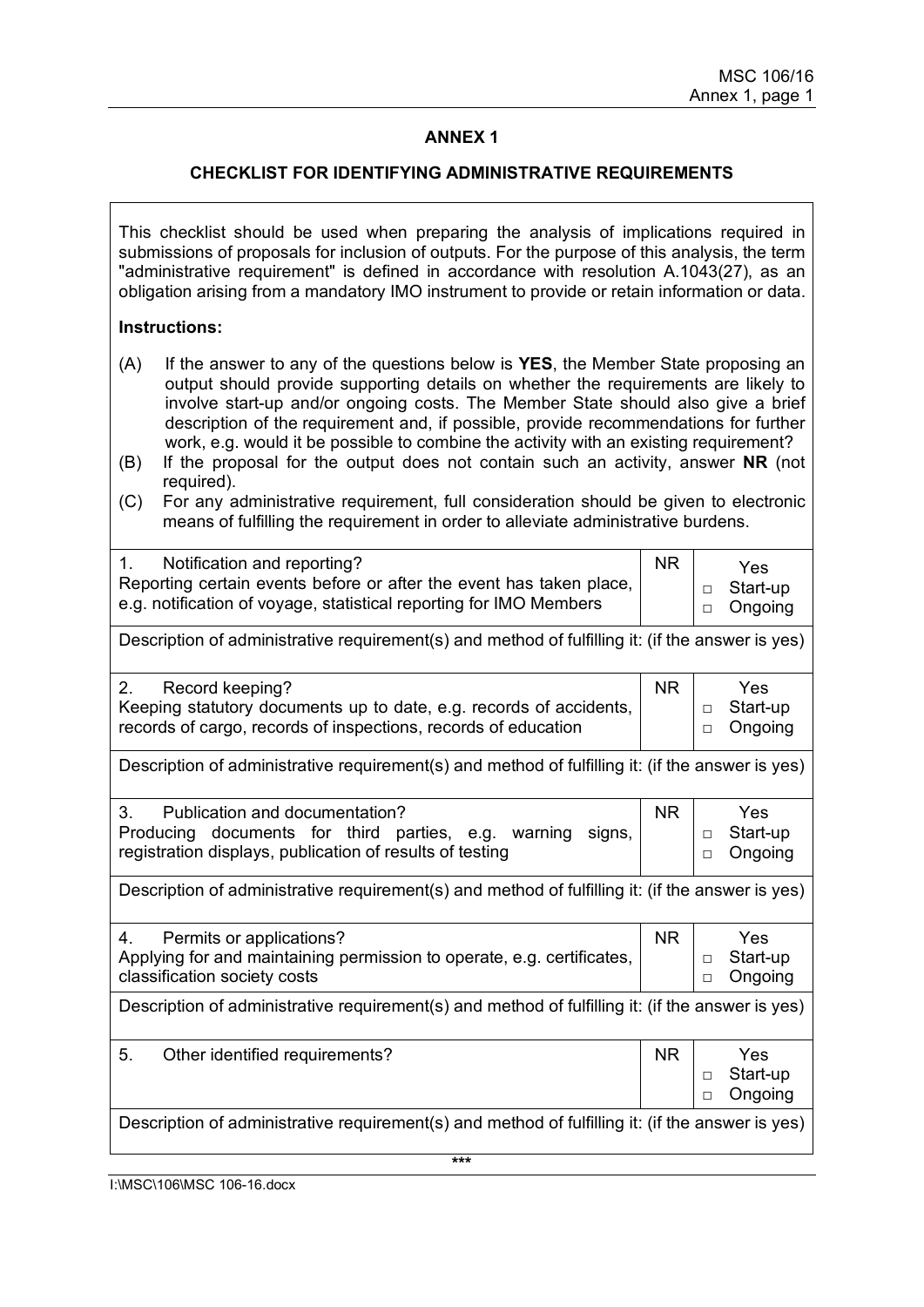## ANNEX 1

### CHECKLIST FOR IDENTIFYING ADMINISTRATIVE REQUIREMENTS

This checklist should be used when preparing the analysis of implications required in submissions of proposals for inclusion of outputs. For the purpose of this analysis, the term "administrative requirement" is defined in accordance with resolution A.1043(27), as an obligation arising from a mandatory IMO instrument to provide or retain information or data.

**Instructions:**

(A) If the answer to any of the questions below is **YES**, the Member State proposing an output should provide supporting details on whether the requirements are likely to involve start-up and/or ongoing costs. The Member State should also give a brief description of the requirement and, if possible, provide recommendations for further work, e.g. would it be possible to combine the activity with an existing requirement?

(B) If the proposal for the output does not contain such an activity, answer **NR** (not required).

(C) For any administrative requirement, full consideration should be given to electronic means of fulfilling the requirement in order to alleviate administrative burdens.

| | | |
|---|---|---|
| 1. Notification and reporting?<br>Reporting certain events before or after the event has taken place, e.g. notification of voyage, statistical reporting for IMO Members | NR | Yes<br>□ Start-up<br>□ Ongoing |
| Description of administrative requirement(s) and method of fulfilling it: (if the answer is yes) | | |
| 2. Record keeping?<br>Keeping statutory documents up to date, e.g. records of accidents, records of cargo, records of inspections, records of education | NR | Yes<br>□ Start-up<br>□ Ongoing |
| Description of administrative requirement(s) and method of fulfilling it: (if the answer is yes) | | |
| 3. Publication and documentation?<br>Producing documents for third parties, e.g. warning signs, registration displays, publication of results of testing | NR | Yes<br>□ Start-up<br>□ Ongoing |
| Description of administrative requirement(s) and method of fulfilling it: (if the answer is yes) | | |
| 4. Permits or applications?<br>Applying for and maintaining permission to operate, e.g. certificates, classification society costs | NR | Yes<br>□ Start-up<br>□ Ongoing |
| Description of administrative requirement(s) and method of fulfilling it: (if the answer is yes) | | |
| 5. Other identified requirements? | NR | Yes<br>□ Start-up<br>□ Ongoing |
| Description of administrative requirement(s) and method of fulfilling it: (if the answer is yes) | | |

***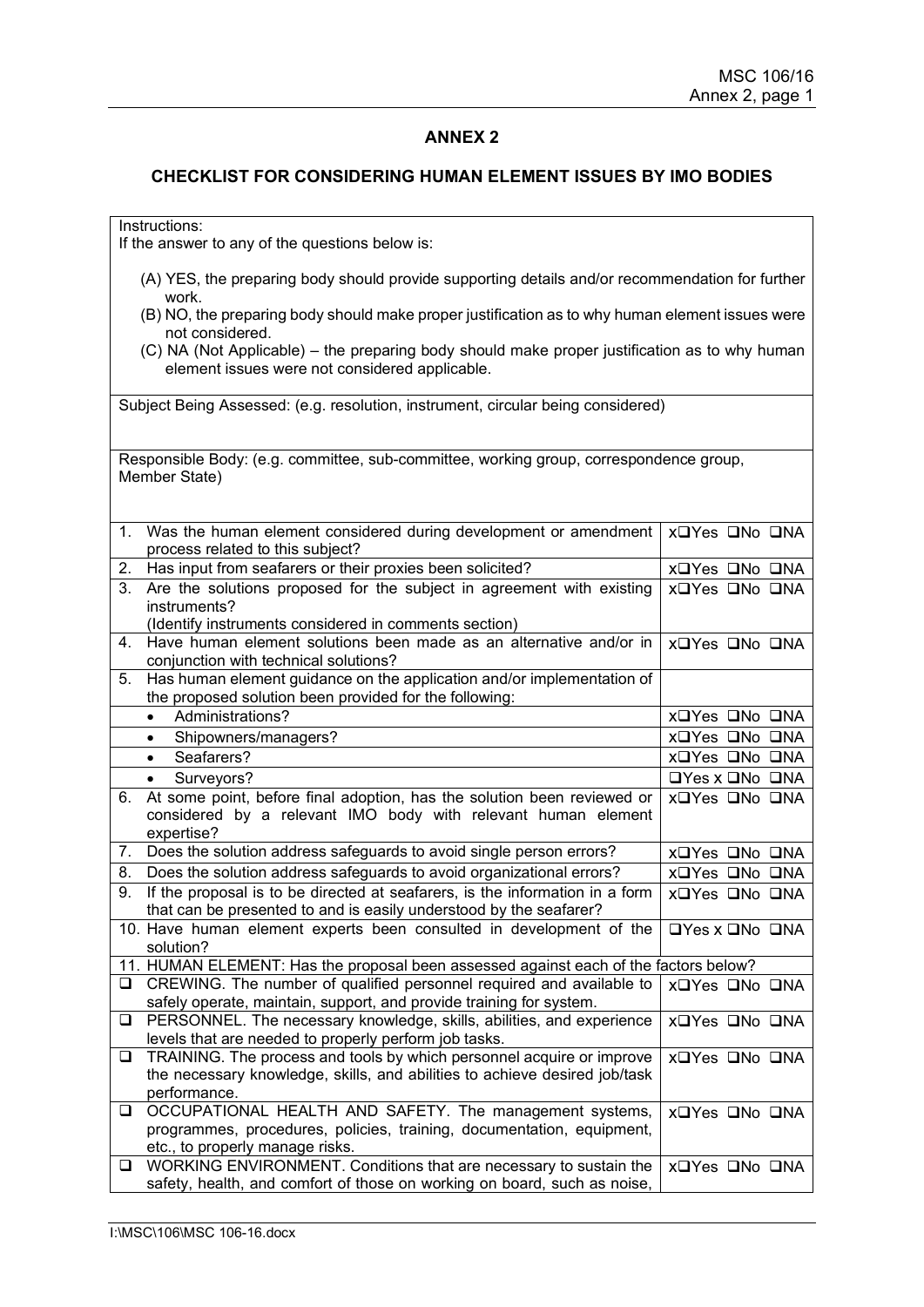## ANNEX 2

### CHECKLIST FOR CONSIDERING HUMAN ELEMENT ISSUES BY IMO BODIES

| Instructions: If the answer to any of the questions below is: (A) YES, the preparing body should provide supporting details and/or recommendation for further work. (B) NO, the preparing body should make proper justification as to why human element issues were not considered. (C) NA (Not Applicable) – the preparing body should make proper justification as to why human element issues were not considered applicable. | |
|---|---|
| Subject Being Assessed: (e.g. resolution, instrument, circular being considered) | |
| Responsible Body: (e.g. committee, sub-committee, working group, correspondence group, Member State) | |
| 1. Was the human element considered during development or amendment process related to this subject? | x❑Yes ❑No ❑NA |
| 2. Has input from seafarers or their proxies been solicited? | x❑Yes ❑No ❑NA |
| 3. Are the solutions proposed for the subject in agreement with existing instruments? (Identify instruments considered in comments section) | x❑Yes ❑No ❑NA |
| 4. Have human element solutions been made as an alternative and/or in conjunction with technical solutions? | x❑Yes ❑No ❑NA |
| 5. Has human element guidance on the application and/or implementation of the proposed solution been provided for the following: | |
| • Administrations? | x❑Yes ❑No ❑NA |
| • Shipowners/managers? | x❑Yes ❑No ❑NA |
| • Seafarers? | x❑Yes ❑No ❑NA |
| • Surveyors? | ❑Yes x ❑No ❑NA |
| 6. At some point, before final adoption, has the solution been reviewed or considered by a relevant IMO body with relevant human element expertise? | x❑Yes ❑No ❑NA |
| 7. Does the solution address safeguards to avoid single person errors? | x❑Yes ❑No ❑NA |
| 8. Does the solution address safeguards to avoid organizational errors? | x❑Yes ❑No ❑NA |
| 9. If the proposal is to be directed at seafarers, is the information in a form that can be presented to and is easily understood by the seafarer? | x❑Yes ❑No ❑NA |
| 10. Have human element experts been consulted in development of the solution? | ❑Yes x ❑No ❑NA |
| 11. HUMAN ELEMENT: Has the proposal been assessed against each of the factors below? | |
| ❑ CREWING. The number of qualified personnel required and available to safely operate, maintain, support, and provide training for system. | x❑Yes ❑No ❑NA |
| ❑ PERSONNEL. The necessary knowledge, skills, abilities, and experience levels that are needed to properly perform job tasks. | x❑Yes ❑No ❑NA |
| ❑ TRAINING. The process and tools by which personnel acquire or improve the necessary knowledge, skills, and abilities to achieve desired job/task performance. | x❑Yes ❑No ❑NA |
| ❑ OCCUPATIONAL HEALTH AND SAFETY. The management systems, programmes, procedures, policies, training, documentation, equipment, etc., to properly manage risks. | x❑Yes ❑No ❑NA |
| ❑ WORKING ENVIRONMENT. Conditions that are necessary to sustain the safety, health, and comfort of those on working on board, such as noise, | x❑Yes ❑No ❑NA |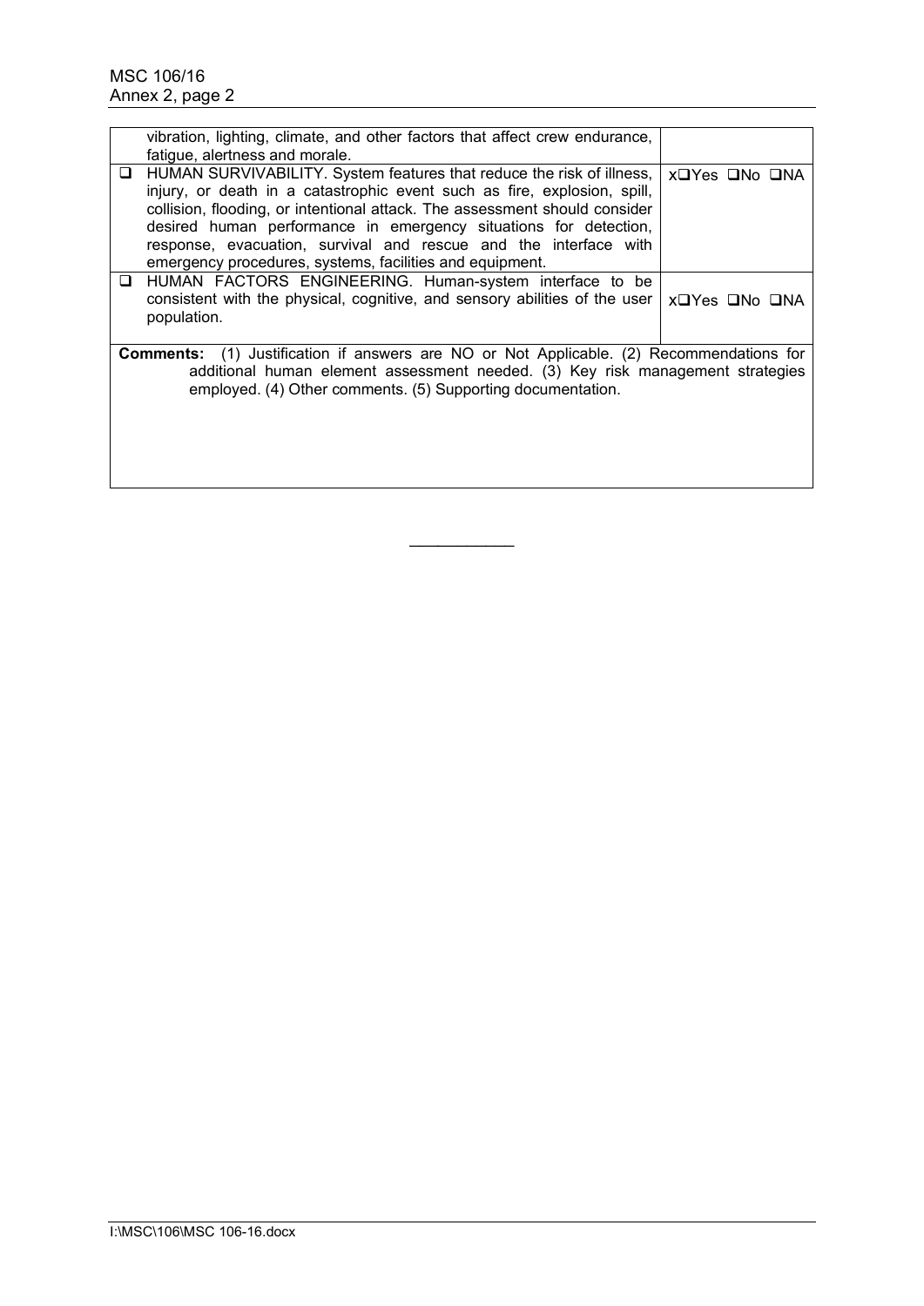| | |
|---|---|
| vibration, lighting, climate, and other factors that affect crew endurance, fatigue, alertness and morale. | |
| ❑ HUMAN SURVIVABILITY. System features that reduce the risk of illness, injury, or death in a catastrophic event such as fire, explosion, spill, collision, flooding, or intentional attack. The assessment should consider desired human performance in emergency situations for detection, response, evacuation, survival and rescue and the interface with emergency procedures, systems, facilities and equipment. | x❑Yes ❑No ❑NA |
| ❑ HUMAN FACTORS ENGINEERING. Human-system interface to be consistent with the physical, cognitive, and sensory abilities of the user population. | x❑Yes ❑No ❑NA |
| **Comments:** (1) Justification if answers are NO or Not Applicable. (2) Recommendations for additional human element assessment needed. (3) Key risk management strategies employed. (4) Other comments. (5) Supporting documentation. | |

___________